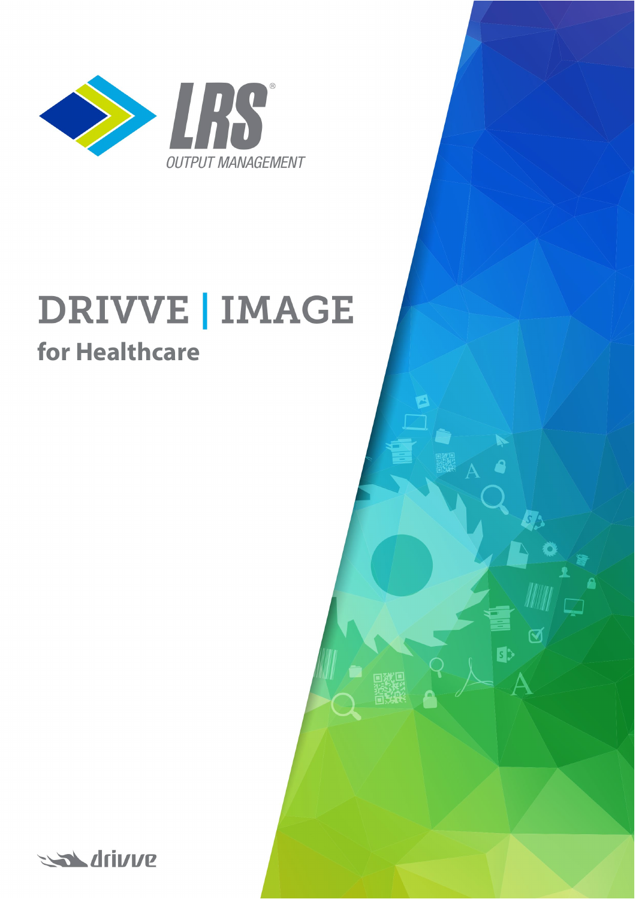LRS®

OUTPUT MANAGEMENT

# DRIVVE | IMAGE

## for Healthcare

drivve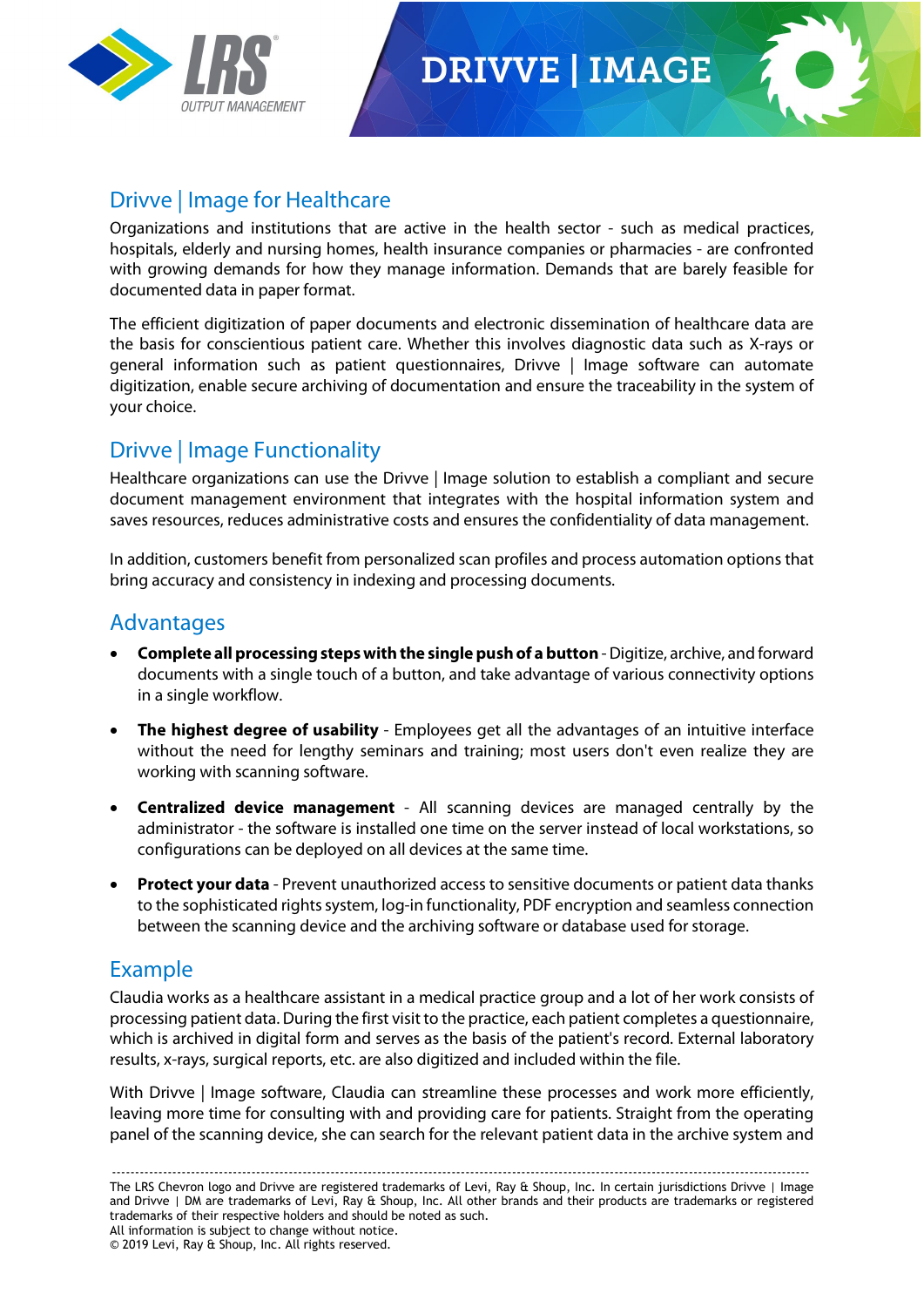## Drivve | Image for Healthcare

Organizations and institutions that are active in the health sector - such as medical practices, hospitals, elderly and nursing homes, health insurance companies or pharmacies - are confronted with growing demands for how they manage information. Demands that are barely feasible for documented data in paper format.

The efficient digitization of paper documents and electronic dissemination of healthcare data are the basis for conscientious patient care. Whether this involves diagnostic data such as X-rays or general information such as patient questionnaires, Drivve | Image software can automate digitization, enable secure archiving of documentation and ensure the traceability in the system of your choice.

## Drivve | Image Functionality

Healthcare organizations can use the Drivve | Image solution to establish a compliant and secure document management environment that integrates with the hospital information system and saves resources, reduces administrative costs and ensures the confidentiality of data management.

In addition, customers benefit from personalized scan profiles and process automation options that bring accuracy and consistency in indexing and processing documents.

## Advantages

- **Complete all processing steps with the single push of a button** - Digitize, archive, and forward documents with a single touch of a button, and take advantage of various connectivity options in a single workflow.
- **The highest degree of usability** - Employees get all the advantages of an intuitive interface without the need for lengthy seminars and training; most users don't even realize they are working with scanning software.
- **Centralized device management** - All scanning devices are managed centrally by the administrator - the software is installed one time on the server instead of local workstations, so configurations can be deployed on all devices at the same time.
- **Protect your data** - Prevent unauthorized access to sensitive documents or patient data thanks to the sophisticated rights system, log-in functionality, PDF encryption and seamless connection between the scanning device and the archiving software or database used for storage.

## Example

Claudia works as a healthcare assistant in a medical practice group and a lot of her work consists of processing patient data. During the first visit to the practice, each patient completes a questionnaire, which is archived in digital form and serves as the basis of the patient's record. External laboratory results, x-rays, surgical reports, etc. are also digitized and included within the file.

With Drivve | Image software, Claudia can streamline these processes and work more efficiently, leaving more time for consulting with and providing care for patients. Straight from the operating panel of the scanning device, she can search for the relevant patient data in the archive system and

---

The LRS Chevron logo and Drivve are registered trademarks of Levi, Ray & Shoup, Inc. In certain jurisdictions Drivve | Image and Drivve | DM are trademarks of Levi, Ray & Shoup, Inc. All other brands and their products are trademarks or registered trademarks of their respective holders and should be noted as such.
All information is subject to change without notice.
© 2019 Levi, Ray & Shoup, Inc. All rights reserved.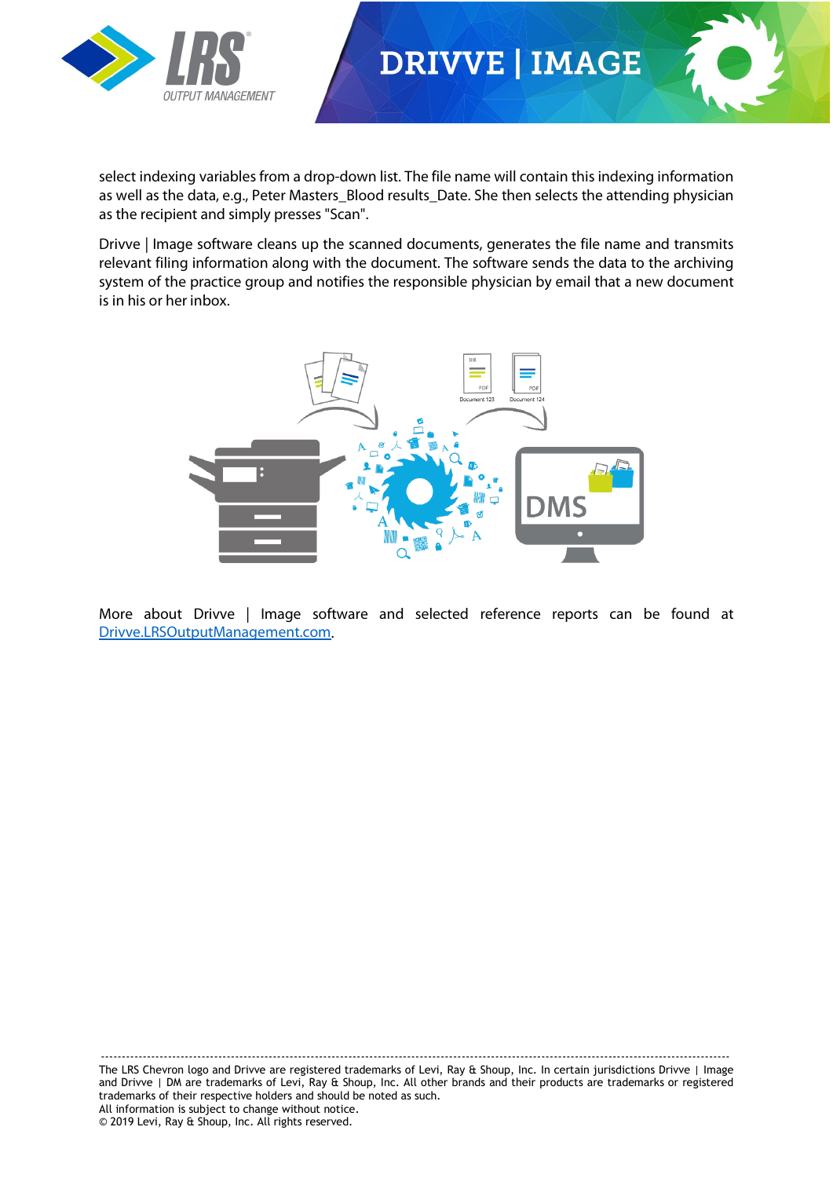select indexing variables from a drop-down list. The file name will contain this indexing information as well as the data, e.g., Peter Masters_Blood results_Date. She then selects the attending physician as the recipient and simply presses "Scan".

Drivve | Image software cleans up the scanned documents, generates the file name and transmits relevant filing information along with the document. The software sends the data to the archiving system of the practice group and notifies the responsible physician by email that a new document is in his or her inbox.

Document 123

Document 124

DMS

More about Drivve | Image software and selected reference reports can be found at [Drivve.LRSOutputManagement.com](http://Drivve.LRSOutputManagement.com).

---

The LRS Chevron logo and Drivve are registered trademarks of Levi, Ray & Shoup, Inc. In certain jurisdictions Drivve | Image and Drivve | DM are trademarks of Levi, Ray & Shoup, Inc. All other brands and their products are trademarks or registered trademarks of their respective holders and should be noted as such.
All information is subject to change without notice.
© 2019 Levi, Ray & Shoup, Inc. All rights reserved.